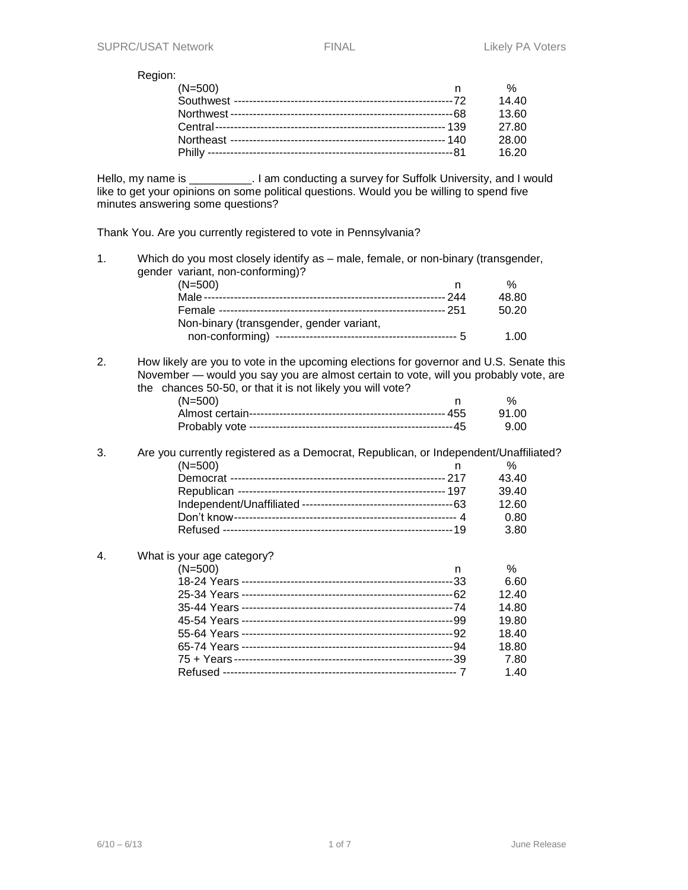Region:

| (N=500) | n | % |
|---|---|---|
| Southwest | 72 | 14.40 |
| Northwest | 68 | 13.60 |
| Central | 139 | 27.80 |
| Northeast | 140 | 28.00 |
| Philly | 81 | 16.20 |

Hello, my name is __________. I am conducting a survey for Suffolk University, and I would like to get your opinions on some political questions. Would you be willing to spend five minutes answering some questions?

Thank You. Are you currently registered to vote in Pennsylvania?

1. Which do you most closely identify as – male, female, or non-binary (transgender, gender variant, non-conforming)?

| (N=500) | n | % |
|---|---|---|
| Male | 244 | 48.80 |
| Female | 251 | 50.20 |
| Non-binary (transgender, gender variant, non-conforming) | 5 | 1.00 |

2. How likely are you to vote in the upcoming elections for governor and U.S. Senate this November — would you say you are almost certain to vote, will you probably vote, are the chances 50-50, or that it is not likely you will vote?

| (N=500) | n | % |
|---|---|---|
| Almost certain | 455 | 91.00 |
| Probably vote | 45 | 9.00 |

3. Are you currently registered as a Democrat, Republican, or Independent/Unaffiliated?

| (N=500) | n | % |
|---|---|---|
| Democrat | 217 | 43.40 |
| Republican | 197 | 39.40 |
| Independent/Unaffiliated | 63 | 12.60 |
| Don't know | 4 | 0.80 |
| Refused | 19 | 3.80 |

4. What is your age category?

| (N=500) | n | % |
|---|---|---|
| 18-24 Years | 33 | 6.60 |
| 25-34 Years | 62 | 12.40 |
| 35-44 Years | 74 | 14.80 |
| 45-54 Years | 99 | 19.80 |
| 55-64 Years | 92 | 18.40 |
| 65-74 Years | 94 | 18.80 |
| 75 + Years | 39 | 7.80 |
| Refused | 7 | 1.40 |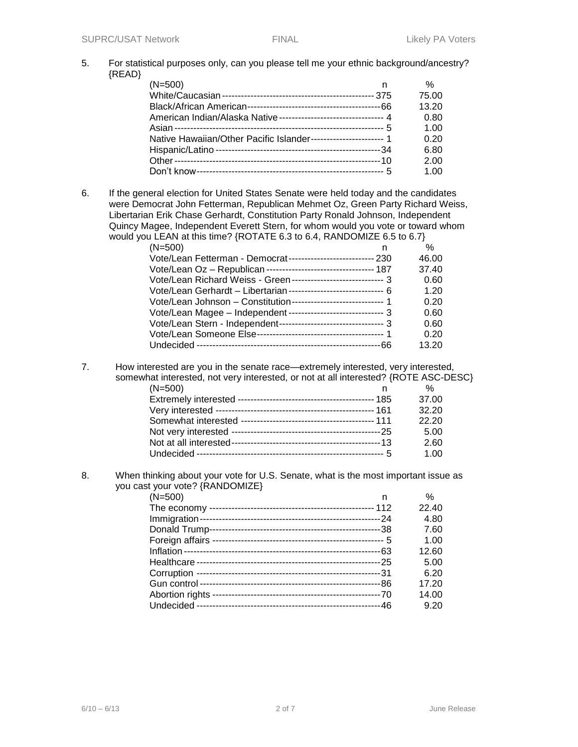5. For statistical purposes only, can you please tell me your ethnic background/ancestry? {READ}

| (N=500) | n | % |
|---|---|---|
| White/Caucasian | 375 | 75.00 |
| Black/African American | 66 | 13.20 |
| American Indian/Alaska Native | 4 | 0.80 |
| Asian | 5 | 1.00 |
| Native Hawaiian/Other Pacific Islander | 1 | 0.20 |
| Hispanic/Latino | 34 | 6.80 |
| Other | 10 | 2.00 |
| Don't know | 5 | 1.00 |

6. If the general election for United States Senate were held today and the candidates were Democrat John Fetterman, Republican Mehmet Oz, Green Party Richard Weiss, Libertarian Erik Chase Gerhardt, Constitution Party Ronald Johnson, Independent Quincy Magee, Independent Everett Stern, for whom would you vote or toward whom would you LEAN at this time? {ROTATE 6.3 to 6.4, RANDOMIZE 6.5 to 6.7}

| (N=500) | n | % |
|---|---|---|
| Vote/Lean Fetterman - Democrat | 230 | 46.00 |
| Vote/Lean Oz – Republican | 187 | 37.40 |
| Vote/Lean Richard Weiss - Green | 3 | 0.60 |
| Vote/Lean Gerhardt – Libertarian | 6 | 1.20 |
| Vote/Lean Johnson – Constitution | 1 | 0.20 |
| Vote/Lean Magee – Independent | 3 | 0.60 |
| Vote/Lean Stern - Independent | 3 | 0.60 |
| Vote/Lean Someone Else | 1 | 0.20 |
| Undecided | 66 | 13.20 |

7. How interested are you in the senate race—extremely interested, very interested, somewhat interested, not very interested, or not at all interested? {ROTE ASC-DESC}

| (N=500) | n | % |
|---|---|---|
| Extremely interested | 185 | 37.00 |
| Very interested | 161 | 32.20 |
| Somewhat interested | 111 | 22.20 |
| Not very interested | 25 | 5.00 |
| Not at all interested | 13 | 2.60 |
| Undecided | 5 | 1.00 |

8. When thinking about your vote for U.S. Senate, what is the most important issue as you cast your vote? {RANDOMIZE}

| (N=500) | n | % |
|---|---|---|
| The economy | 112 | 22.40 |
| Immigration | 24 | 4.80 |
| Donald Trump | 38 | 7.60 |
| Foreign affairs | 5 | 1.00 |
| Inflation | 63 | 12.60 |
| Healthcare | 25 | 5.00 |
| Corruption | 31 | 6.20 |
| Gun control | 86 | 17.20 |
| Abortion rights | 70 | 14.00 |
| Undecided | 46 | 9.20 |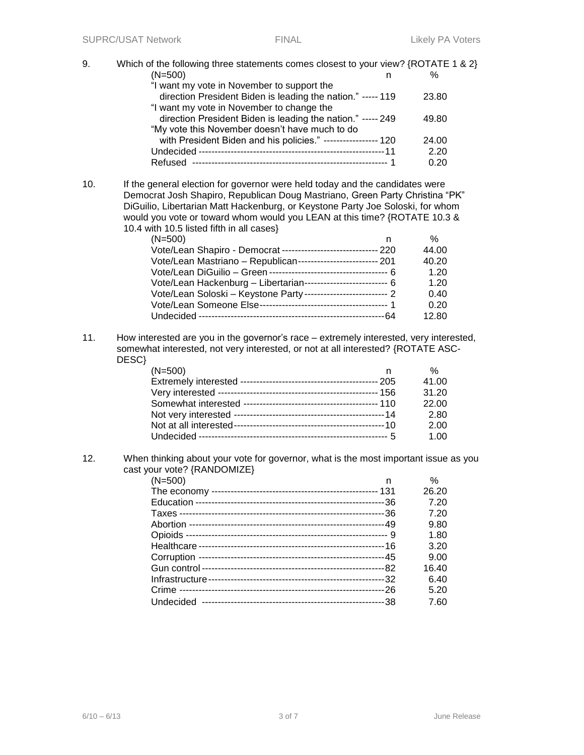9. Which of the following three statements comes closest to your view? {ROTATE 1 & 2}

| (N=500) | n | % |
|---|---|---|
| "I want my vote in November to support the direction President Biden is leading the nation." | 119 | 23.80 |
| "I want my vote in November to change the direction President Biden is leading the nation." | 249 | 49.80 |
| "My vote this November doesn't have much to do with President Biden and his policies." | 120 | 24.00 |
| Undecided | 11 | 2.20 |
| Refused | 1 | 0.20 |

10. If the general election for governor were held today and the candidates were Democrat Josh Shapiro, Republican Doug Mastriano, Green Party Christina "PK" DiGuilio, Libertarian Matt Hackenburg, or Keystone Party Joe Soloski, for whom would you vote or toward whom would you LEAN at this time? {ROTATE 10.3 & 10.4 with 10.5 listed fifth in all cases}

| (N=500) | n | % |
|---|---|---|
| Vote/Lean Shapiro - Democrat | 220 | 44.00 |
| Vote/Lean Mastriano – Republican | 201 | 40.20 |
| Vote/Lean DiGuilio – Green | 6 | 1.20 |
| Vote/Lean Hackenburg – Libertarian | 6 | 1.20 |
| Vote/Lean Soloski – Keystone Party | 2 | 0.40 |
| Vote/Lean Someone Else | 1 | 0.20 |
| Undecided | 64 | 12.80 |

11. How interested are you in the governor's race – extremely interested, very interested, somewhat interested, not very interested, or not at all interested? {ROTATE ASC-DESC}

| (N=500) | n | % |
|---|---|---|
| Extremely interested | 205 | 41.00 |
| Very interested | 156 | 31.20 |
| Somewhat interested | 110 | 22.00 |
| Not very interested | 14 | 2.80 |
| Not at all interested | 10 | 2.00 |
| Undecided | 5 | 1.00 |

12. When thinking about your vote for governor, what is the most important issue as you cast your vote? {RANDOMIZE}

| (N=500) | n | % |
|---|---|---|
| The economy | 131 | 26.20 |
| Education | 36 | 7.20 |
| Taxes | 36 | 7.20 |
| Abortion | 49 | 9.80 |
| Opioids | 9 | 1.80 |
| Healthcare | 16 | 3.20 |
| Corruption | 45 | 9.00 |
| Gun control | 82 | 16.40 |
| Infrastructure | 32 | 6.40 |
| Crime | 26 | 5.20 |
| Undecided | 38 | 7.60 |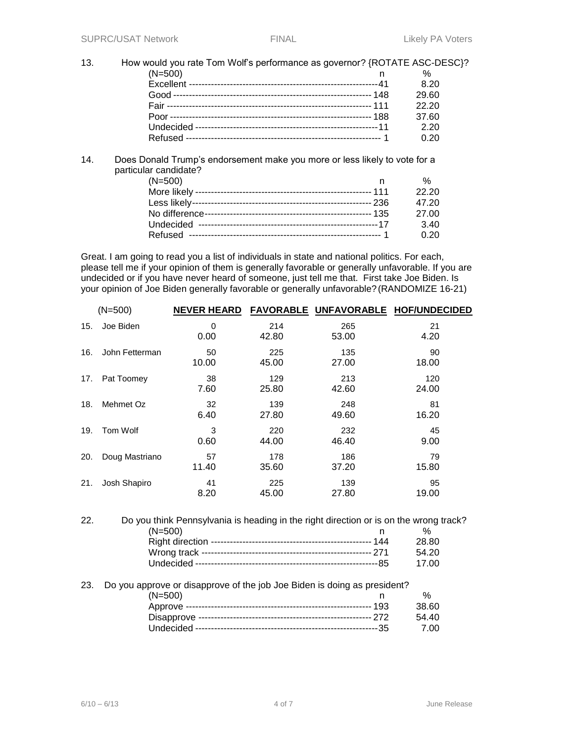13. How would you rate Tom Wolf's performance as governor? {ROTATE ASC-DESC}?

| (N=500) | n | % |
|---|---|---|
| Excellent | 41 | 8.20 |
| Good | 148 | 29.60 |
| Fair | 111 | 22.20 |
| Poor | 188 | 37.60 |
| Undecided | 11 | 2.20 |
| Refused | 1 | 0.20 |

14. Does Donald Trump's endorsement make you more or less likely to vote for a particular candidate?

| (N=500) | n | % |
|---|---|---|
| More likely | 111 | 22.20 |
| Less likely | 236 | 47.20 |
| No difference | 135 | 27.00 |
| Undecided | 17 | 3.40 |
| Refused | 1 | 0.20 |

Great. I am going to read you a list of individuals in state and national politics. For each, please tell me if your opinion of them is generally favorable or generally unfavorable. If you are undecided or if you have never heard of someone, just tell me that. First take Joe Biden. Is your opinion of Joe Biden generally favorable or generally unfavorable? (RANDOMIZE 16-21)

| (N=500) | | NEVER HEARD | FAVORABLE | UNFAVORABLE | HOF/UNDECIDED |
|---|---|---|---|---|---|
| 15. | Joe Biden | 0 | 214 | 265 | 21 |
| | | 0.00 | 42.80 | 53.00 | 4.20 |
| 16. | John Fetterman | 50 | 225 | 135 | 90 |
| | | 10.00 | 45.00 | 27.00 | 18.00 |
| 17. | Pat Toomey | 38 | 129 | 213 | 120 |
| | | 7.60 | 25.80 | 42.60 | 24.00 |
| 18. | Mehmet Oz | 32 | 139 | 248 | 81 |
| | | 6.40 | 27.80 | 49.60 | 16.20 |
| 19. | Tom Wolf | 3 | 220 | 232 | 45 |
| | | 0.60 | 44.00 | 46.40 | 9.00 |
| 20. | Doug Mastriano | 57 | 178 | 186 | 79 |
| | | 11.40 | 35.60 | 37.20 | 15.80 |
| 21. | Josh Shapiro | 41 | 225 | 139 | 95 |
| | | 8.20 | 45.00 | 27.80 | 19.00 |

22. Do you think Pennsylvania is heading in the right direction or is on the wrong track?

| (N=500) | n | % |
|---|---|---|
| Right direction | 144 | 28.80 |
| Wrong track | 271 | 54.20 |
| Undecided | 85 | 17.00 |

23. Do you approve or disapprove of the job Joe Biden is doing as president?

| (N=500) | n | % |
|---|---|---|
| Approve | 193 | 38.60 |
| Disapprove | 272 | 54.40 |
| Undecided | 35 | 7.00 |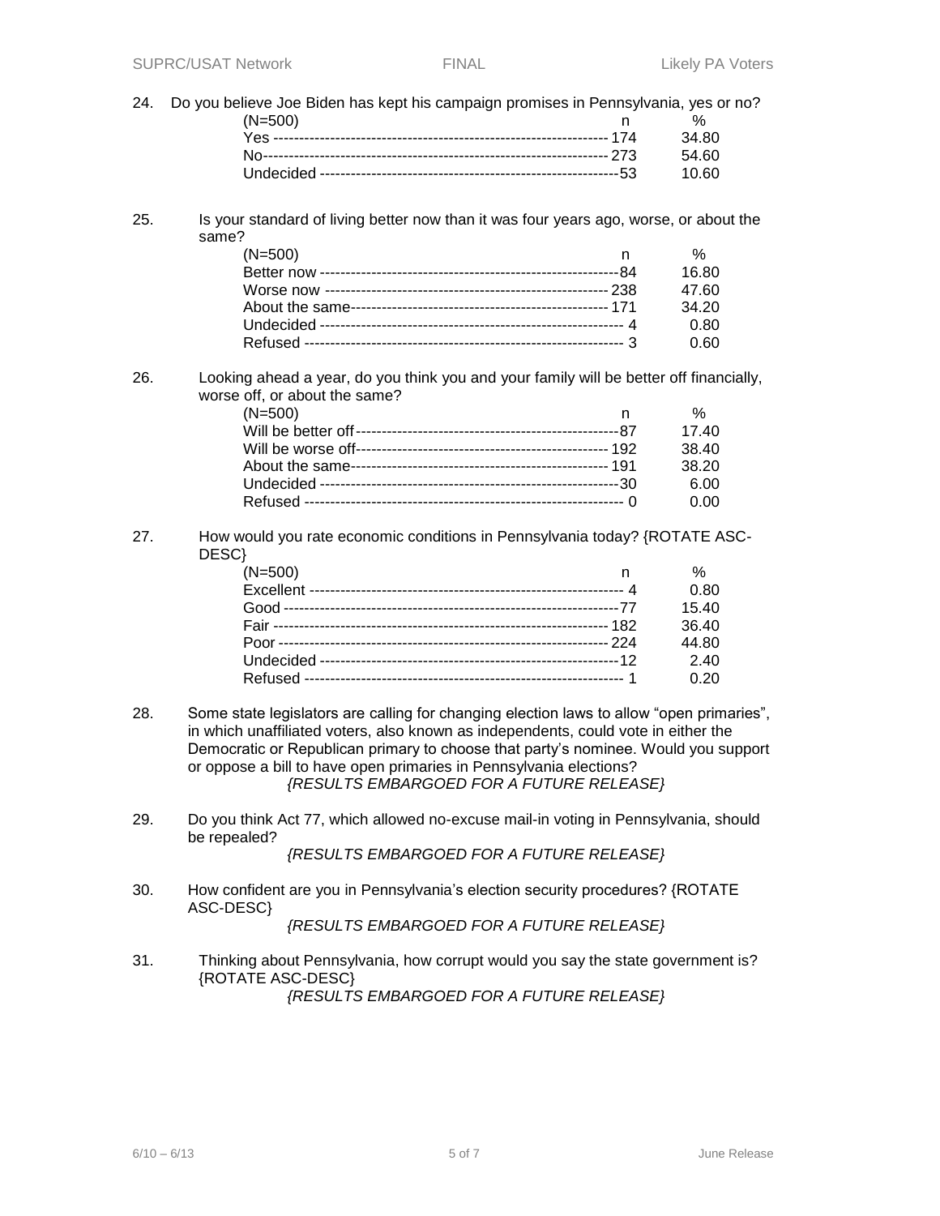24. Do you believe Joe Biden has kept his campaign promises in Pennsylvania, yes or no?

| (N=500) | n | % |
|---|---|---|
| Yes | 174 | 34.80 |
| No | 273 | 54.60 |
| Undecided | 53 | 10.60 |

25. Is your standard of living better now than it was four years ago, worse, or about the same?

| (N=500) | n | % |
|---|---|---|
| Better now | 84 | 16.80 |
| Worse now | 238 | 47.60 |
| About the same | 171 | 34.20 |
| Undecided | 4 | 0.80 |
| Refused | 3 | 0.60 |

26. Looking ahead a year, do you think you and your family will be better off financially, worse off, or about the same?

| (N=500) | n | % |
|---|---|---|
| Will be better off | 87 | 17.40 |
| Will be worse off | 192 | 38.40 |
| About the same | 191 | 38.20 |
| Undecided | 30 | 6.00 |
| Refused | 0 | 0.00 |

27. How would you rate economic conditions in Pennsylvania today? {ROTATE ASC-DESC}

| (N=500) | n | % |
|---|---|---|
| Excellent | 4 | 0.80 |
| Good | 77 | 15.40 |
| Fair | 182 | 36.40 |
| Poor | 224 | 44.80 |
| Undecided | 12 | 2.40 |
| Refused | 1 | 0.20 |

28. Some state legislators are calling for changing election laws to allow "open primaries", in which unaffiliated voters, also known as independents, could vote in either the Democratic or Republican primary to choose that party's nominee. Would you support or oppose a bill to have open primaries in Pennsylvania elections?

*{RESULTS EMBARGOED FOR A FUTURE RELEASE}*

29. Do you think Act 77, which allowed no-excuse mail-in voting in Pennsylvania, should be repealed?

*{RESULTS EMBARGOED FOR A FUTURE RELEASE}*

30. How confident are you in Pennsylvania's election security procedures? {ROTATE ASC-DESC}

*{RESULTS EMBARGOED FOR A FUTURE RELEASE}*

31. Thinking about Pennsylvania, how corrupt would you say the state government is? {ROTATE ASC-DESC}

*{RESULTS EMBARGOED FOR A FUTURE RELEASE}*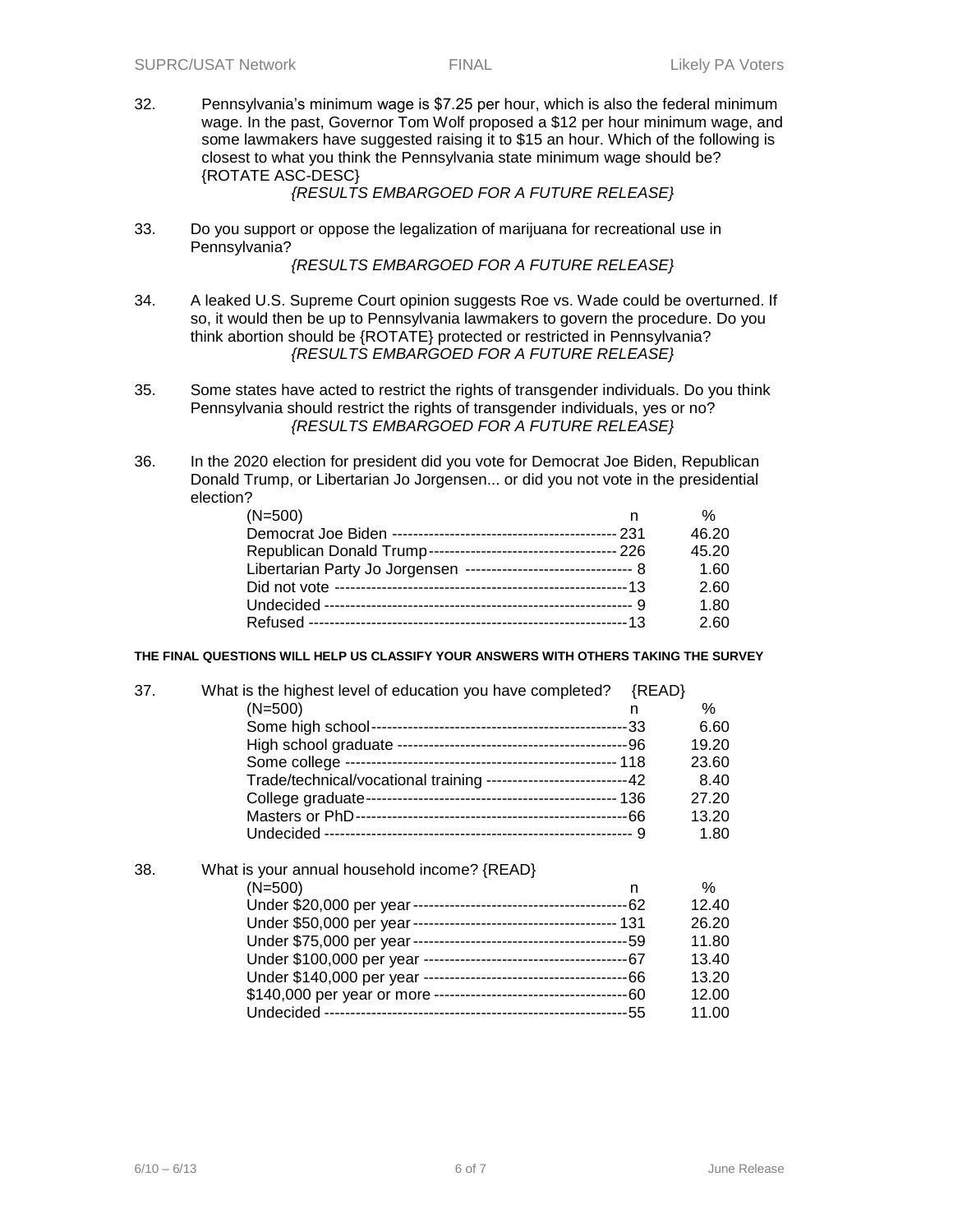32. Pennsylvania's minimum wage is $7.25 per hour, which is also the federal minimum wage. In the past, Governor Tom Wolf proposed a $12 per hour minimum wage, and some lawmakers have suggested raising it to $15 an hour. Which of the following is closest to what you think the Pennsylvania state minimum wage should be? {ROTATE ASC-DESC}

*{RESULTS EMBARGOED FOR A FUTURE RELEASE}*

33. Do you support or oppose the legalization of marijuana for recreational use in Pennsylvania?

*{RESULTS EMBARGOED FOR A FUTURE RELEASE}*

34. A leaked U.S. Supreme Court opinion suggests Roe vs. Wade could be overturned. If so, it would then be up to Pennsylvania lawmakers to govern the procedure. Do you think abortion should be {ROTATE} protected or restricted in Pennsylvania?

*{RESULTS EMBARGOED FOR A FUTURE RELEASE}*

35. Some states have acted to restrict the rights of transgender individuals. Do you think Pennsylvania should restrict the rights of transgender individuals, yes or no?

*{RESULTS EMBARGOED FOR A FUTURE RELEASE}*

36. In the 2020 election for president did you vote for Democrat Joe Biden, Republican Donald Trump, or Libertarian Jo Jorgensen... or did you not vote in the presidential election?

| (N=500) | n | % |
|---|---|---|
| Democrat Joe Biden | 231 | 46.20 |
| Republican Donald Trump | 226 | 45.20 |
| Libertarian Party Jo Jorgensen | 8 | 1.60 |
| Did not vote | 13 | 2.60 |
| Undecided | 9 | 1.80 |
| Refused | 13 | 2.60 |

**THE FINAL QUESTIONS WILL HELP US CLASSIFY YOUR ANSWERS WITH OTHERS TAKING THE SURVEY**

37. What is the highest level of education you have completed? {READ}

| (N=500) | n | % |
|---|---|---|
| Some high school | 33 | 6.60 |
| High school graduate | 96 | 19.20 |
| Some college | 118 | 23.60 |
| Trade/technical/vocational training | 42 | 8.40 |
| College graduate | 136 | 27.20 |
| Masters or PhD | 66 | 13.20 |
| Undecided | 9 | 1.80 |

38. What is your annual household income? {READ}

| (N=500) | n | % |
|---|---|---|
| Under $20,000 per year | 62 | 12.40 |
| Under $50,000 per year | 131 | 26.20 |
| Under $75,000 per year | 59 | 11.80 |
| Under $100,000 per year | 67 | 13.40 |
| Under $140,000 per year | 66 | 13.20 |
| $140,000 per year or more | 60 | 12.00 |
| Undecided | 55 | 11.00 |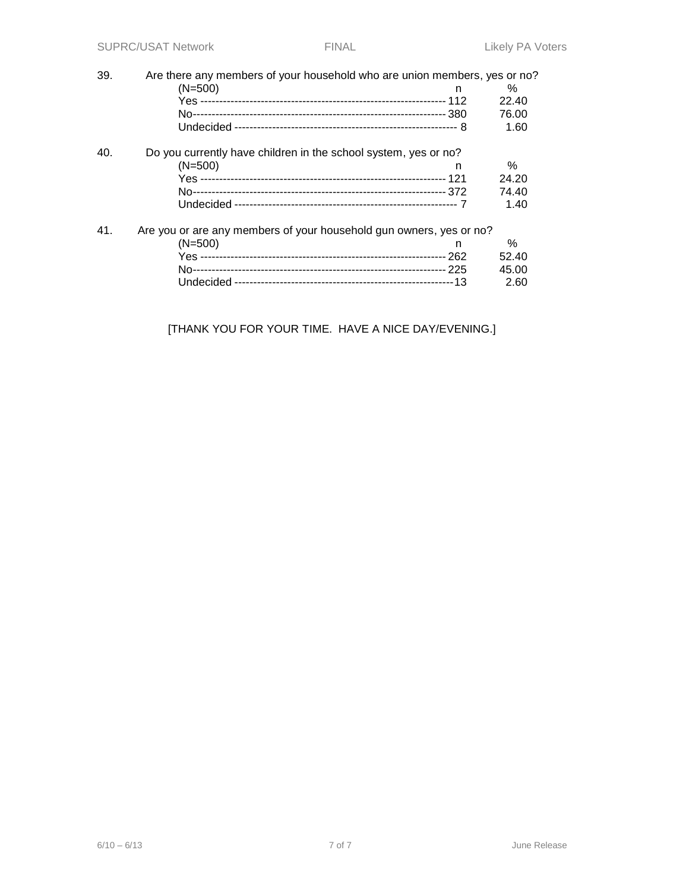39. Are there any members of your household who are union members, yes or no?

| (N=500) | n | % |
|---|---|---|
| Yes | 112 | 22.40 |
| No | 380 | 76.00 |
| Undecided | 8 | 1.60 |

40. Do you currently have children in the school system, yes or no?

| (N=500) | n | % |
|---|---|---|
| Yes | 121 | 24.20 |
| No | 372 | 74.40 |
| Undecided | 7 | 1.40 |

41. Are you or are any members of your household gun owners, yes or no?

| (N=500) | n | % |
|---|---|---|
| Yes | 262 | 52.40 |
| No | 225 | 45.00 |
| Undecided | 13 | 2.60 |

[THANK YOU FOR YOUR TIME. HAVE A NICE DAY/EVENING.]